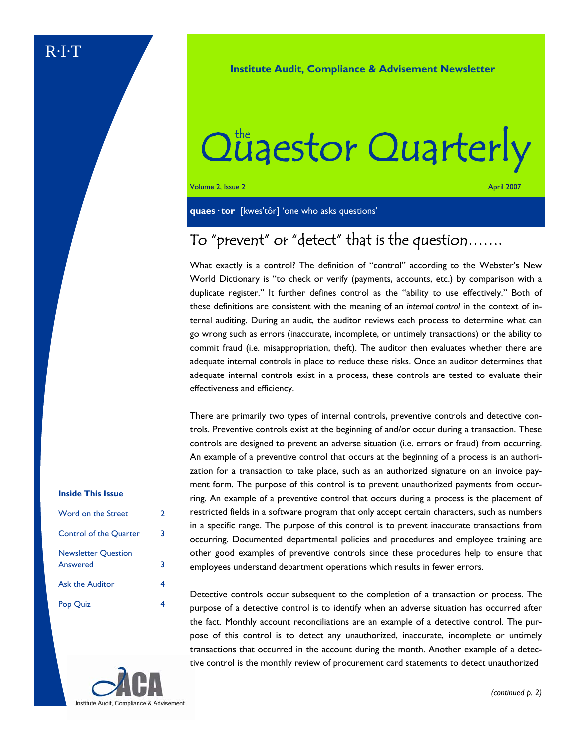R·I·T

**Institute Audit, Compliance & Advisement Newsletter**

# the Quaestor Quarterly

Volume 2, Issue 2 April 2007

**quaes·tor** [kwes'tôr] 'one who asks questions'

## To "prevent" or "detect" that is the question…….

What exactly is a control? The definition of "control" according to the Webster's New World Dictionary is "to check or verify (payments, accounts, etc.) by comparison with a duplicate register." It further defines control as the "ability to use effectively." Both of these definitions are consistent with the meaning of an *internal control* in the context of internal auditing. During an audit, the auditor reviews each process to determine what can go wrong such as errors (inaccurate, incomplete, or untimely transactions) or the ability to commit fraud (i.e. misappropriation, theft). The auditor then evaluates whether there are adequate internal controls in place to reduce these risks. Once an auditor determines that adequate internal controls exist in a process, these controls are tested to evaluate their effectiveness and efficiency.

There are primarily two types of internal controls, preventive controls and detective controls. Preventive controls exist at the beginning of and/or occur during a transaction. These controls are designed to prevent an adverse situation (i.e. errors or fraud) from occurring. An example of a preventive control that occurs at the beginning of a process is an authorization for a transaction to take place, such as an authorized signature on an invoice payment form. The purpose of this control is to prevent unauthorized payments from occurring. An example of a preventive control that occurs during a process is the placement of restricted fields in a software program that only accept certain characters, such as numbers in a specific range. The purpose of this control is to prevent inaccurate transactions from occurring. Documented departmental policies and procedures and employee training are other good examples of preventive controls since these procedures help to ensure that employees understand department operations which results in fewer errors.

Detective controls occur subsequent to the completion of a transaction or process. The purpose of a detective control is to identify when an adverse situation has occurred after the fact. Monthly account reconciliations are an example of a detective control. The purpose of this control is to detect any unauthorized, inaccurate, incomplete or untimely transactions that occurred in the account during the month. Another example of a detective control is the monthly review of procurement card statements to detect unauthorized

*(continued p. 2)*

**Inside This Issue**

| | |
|---|---|
| Word on the Street | 2 |
| Control of the Quarter | 3 |
| Newsletter Question Answered | 3 |
| Ask the Auditor | 4 |
| Pop Quiz | 4 |

ACA
Institute Audit, Compliance & Advisement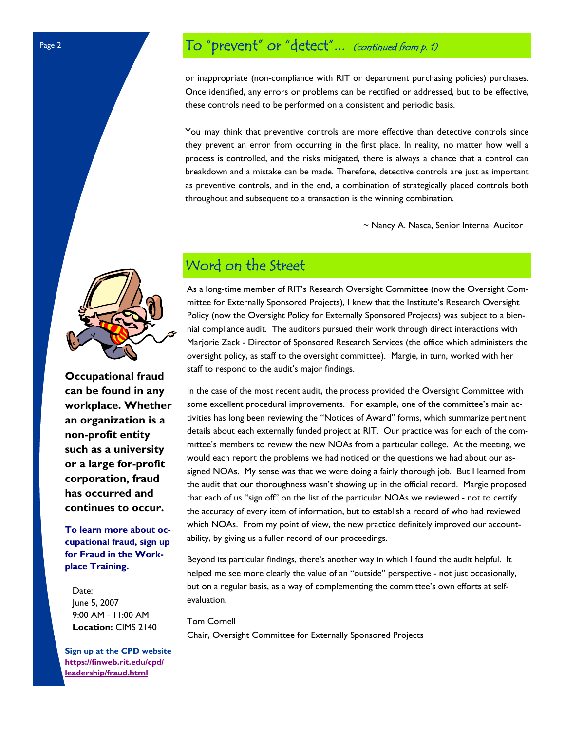## To "prevent" or "detect"... *(continued from p. 1)*

or inappropriate (non-compliance with RIT or department purchasing policies) purchases. Once identified, any errors or problems can be rectified or addressed, but to be effective, these controls need to be performed on a consistent and periodic basis.

You may think that preventive controls are more effective than detective controls since they prevent an error from occurring in the first place. In reality, no matter how well a process is controlled, and the risks mitigated, there is always a chance that a control can breakdown and a mistake can be made. Therefore, detective controls are just as important as preventive controls, and in the end, a combination of strategically placed controls both throughout and subsequent to a transaction is the winning combination.

~ Nancy A. Nasca, Senior Internal Auditor

## Word on the Street

As a long-time member of RIT's Research Oversight Committee (now the Oversight Committee for Externally Sponsored Projects), I knew that the Institute's Research Oversight Policy (now the Oversight Policy for Externally Sponsored Projects) was subject to a biennial compliance audit. The auditors pursued their work through direct interactions with Marjorie Zack - Director of Sponsored Research Services (the office which administers the oversight policy, as staff to the oversight committee). Margie, in turn, worked with her staff to respond to the audit's major findings.

In the case of the most recent audit, the process provided the Oversight Committee with some excellent procedural improvements. For example, one of the committee's main activities has long been reviewing the "Notices of Award" forms, which summarize pertinent details about each externally funded project at RIT. Our practice was for each of the committee's members to review the new NOAs from a particular college. At the meeting, we would each report the problems we had noticed or the questions we had about our assigned NOAs. My sense was that we were doing a fairly thorough job. But I learned from the audit that our thoroughness wasn't showing up in the official record. Margie proposed that each of us "sign off" on the list of the particular NOAs we reviewed - not to certify the accuracy of every item of information, but to establish a record of who had reviewed which NOAs. From my point of view, the new practice definitely improved our accountability, by giving us a fuller record of our proceedings.

Beyond its particular findings, there's another way in which I found the audit helpful. It helped me see more clearly the value of an "outside" perspective - not just occasionally, but on a regular basis, as a way of complementing the committee's own efforts at self-evaluation.

Tom Cornell
Chair, Oversight Committee for Externally Sponsored Projects

**Occupational fraud can be found in any workplace. Whether an organization is a non-profit entity such as a university or a large for-profit corporation, fraud has occurred and continues to occur.**

**To learn more about occupational fraud, sign up for Fraud in the Workplace Training.**

Date:
June 5, 2007
9:00 AM - 11:00 AM
**Location:** CIMS 2140

**Sign up at the CPD website**
**https://finweb.rit.edu/cpd/leadership/fraud.html**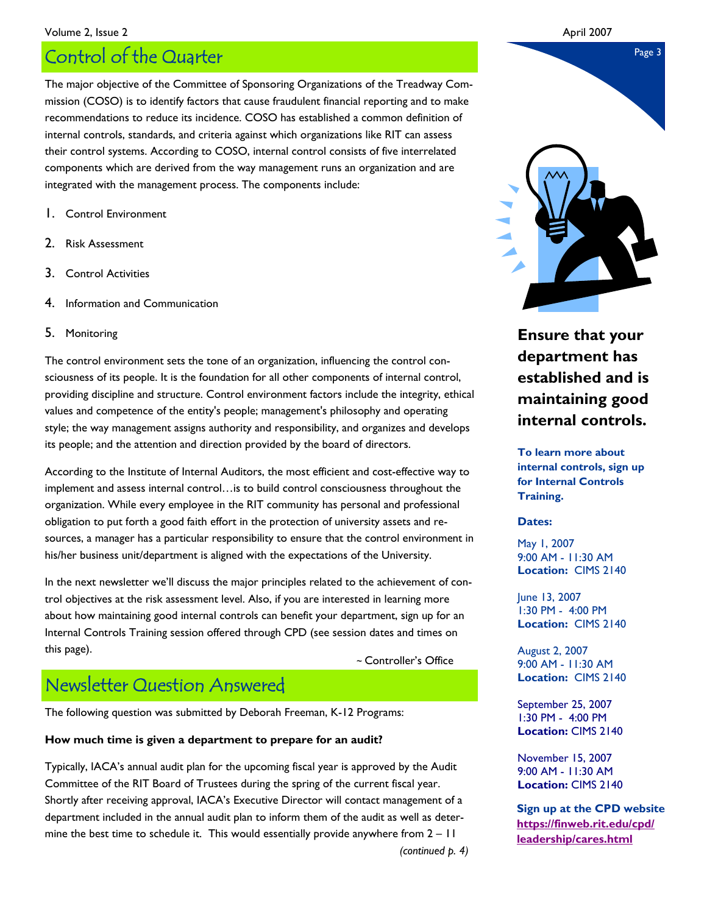## Control of the Quarter

The major objective of the Committee of Sponsoring Organizations of the Treadway Commission (COSO) is to identify factors that cause fraudulent financial reporting and to make recommendations to reduce its incidence. COSO has established a common definition of internal controls, standards, and criteria against which organizations like RIT can assess their control systems. According to COSO, internal control consists of five interrelated components which are derived from the way management runs an organization and are integrated with the management process. The components include:

1. Control Environment
2. Risk Assessment
3. Control Activities
4. Information and Communication
5. Monitoring

The control environment sets the tone of an organization, influencing the control consciousness of its people. It is the foundation for all other components of internal control, providing discipline and structure. Control environment factors include the integrity, ethical values and competence of the entity's people; management's philosophy and operating style; the way management assigns authority and responsibility, and organizes and develops its people; and the attention and direction provided by the board of directors.

According to the Institute of Internal Auditors, the most efficient and cost-effective way to implement and assess internal control…is to build control consciousness throughout the organization. While every employee in the RIT community has personal and professional obligation to put forth a good faith effort in the protection of university assets and resources, a manager has a particular responsibility to ensure that the control environment in his/her business unit/department is aligned with the expectations of the University.

In the next newsletter we'll discuss the major principles related to the achievement of control objectives at the risk assessment level. Also, if you are interested in learning more about how maintaining good internal controls can benefit your department, sign up for an Internal Controls Training session offered through CPD (see session dates and times on this page).

~ Controller's Office

## Newsletter Question Answered

The following question was submitted by Deborah Freeman, K-12 Programs:

**How much time is given a department to prepare for an audit?**

Typically, IACA's annual audit plan for the upcoming fiscal year is approved by the Audit Committee of the RIT Board of Trustees during the spring of the current fiscal year. Shortly after receiving approval, IACA's Executive Director will contact management of a department included in the annual audit plan to inform them of the audit as well as determine the best time to schedule it. This would essentially provide anywhere from 2 – 11

*(continued p. 4)*

**Ensure that your department has established and is maintaining good internal controls.**

**To learn more about internal controls, sign up for Internal Controls Training.**

**Dates:**

May 1, 2007
9:00 AM - 11:30 AM
**Location:** CIMS 2140

June 13, 2007
1:30 PM - 4:00 PM
**Location:** CIMS 2140

August 2, 2007
9:00 AM - 11:30 AM
**Location:** CIMS 2140

September 25, 2007
1:30 PM - 4:00 PM
**Location:** CIMS 2140

November 15, 2007
9:00 AM - 11:30 AM
**Location:** CIMS 2140

**Sign up at the CPD website**
**https://finweb.rit.edu/cpd/leadership/cares.html**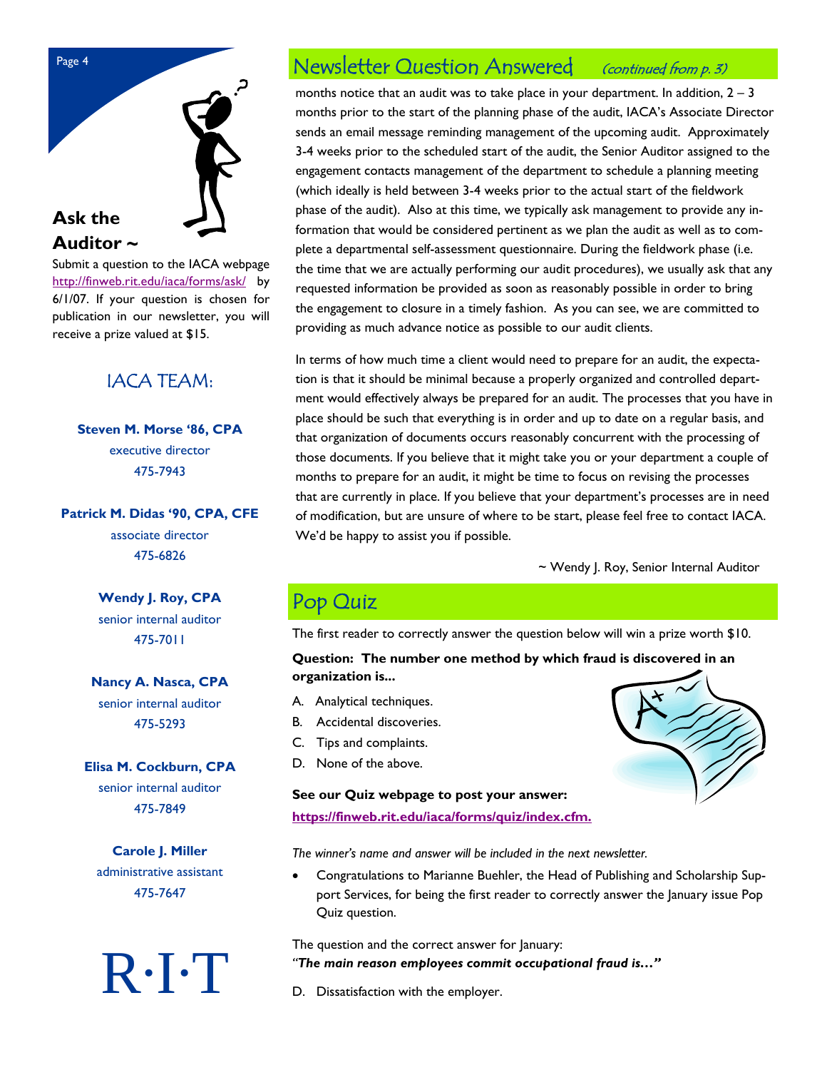## Ask the Auditor ~

Submit a question to the IACA webpage http://finweb.rit.edu/iaca/forms/ask/ by 6/1/07. If your question is chosen for publication in our newsletter, you will receive a prize valued at $15.

## IACA TEAM:

**Steven M. Morse '86, CPA**
executive director
475-7943

**Patrick M. Didas '90, CPA, CFE**
associate director
475-6826

**Wendy J. Roy, CPA**
senior internal auditor
475-7011

**Nancy A. Nasca, CPA**
senior internal auditor
475-5293

**Elisa M. Cockburn, CPA**
senior internal auditor
475-7849

**Carole J. Miller**
administrative assistant
475-7647

R·I·T

## Newsletter Question Answered *(continued from p. 3)*

months notice that an audit was to take place in your department. In addition, 2 – 3 months prior to the start of the planning phase of the audit, IACA's Associate Director sends an email message reminding management of the upcoming audit. Approximately 3-4 weeks prior to the scheduled start of the audit, the Senior Auditor assigned to the engagement contacts management of the department to schedule a planning meeting (which ideally is held between 3-4 weeks prior to the actual start of the fieldwork phase of the audit). Also at this time, we typically ask management to provide any information that would be considered pertinent as we plan the audit as well as to complete a departmental self-assessment questionnaire. During the fieldwork phase (i.e. the time that we are actually performing our audit procedures), we usually ask that any requested information be provided as soon as reasonably possible in order to bring the engagement to closure in a timely fashion. As you can see, we are committed to providing as much advance notice as possible to our audit clients.

In terms of how much time a client would need to prepare for an audit, the expectation is that it should be minimal because a properly organized and controlled department would effectively always be prepared for an audit. The processes that you have in place should be such that everything is in order and up to date on a regular basis, and that organization of documents occurs reasonably concurrent with the processing of those documents. If you believe that it might take you or your department a couple of months to prepare for an audit, it might be time to focus on revising the processes that are currently in place. If you believe that your department's processes are in need of modification, but are unsure of where to be start, please feel free to contact IACA. We'd be happy to assist you if possible.

~ Wendy J. Roy, Senior Internal Auditor

## Pop Quiz

The first reader to correctly answer the question below will win a prize worth $10.

**Question: The number one method by which fraud is discovered in an organization is...**

A. Analytical techniques.
B. Accidental discoveries.
C. Tips and complaints.
D. None of the above.

**See our Quiz webpage to post your answer:**
**https://finweb.rit.edu/iaca/forms/quiz/index.cfm.**

*The winner's name and answer will be included in the next newsletter.*

- Congratulations to Marianne Buehler, the Head of Publishing and Scholarship Support Services, for being the first reader to correctly answer the January issue Pop Quiz question.

The question and the correct answer for January:
*"**The main reason employees commit occupational fraud is…**"*

D. Dissatisfaction with the employer.